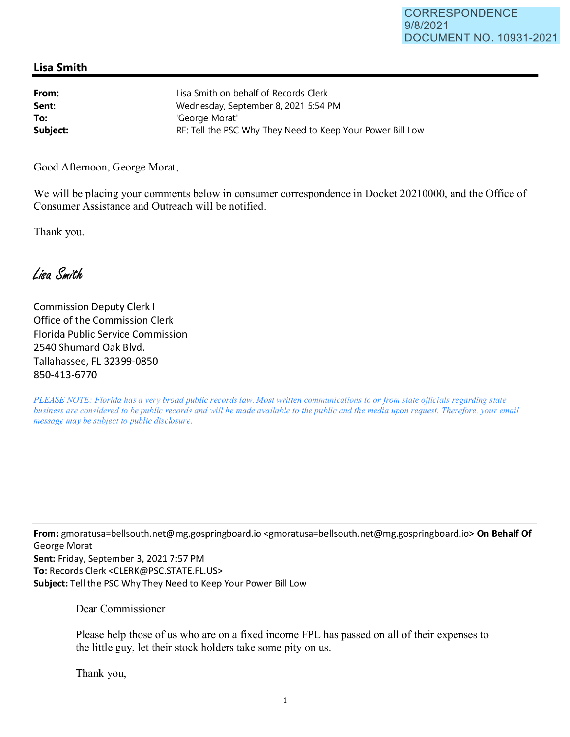CORRESPONDENCE
9/8/2021
DOCUMENT NO. 10931-2021

## Lisa Smith

| | |
|---|---|
| **From:** | Lisa Smith on behalf of Records Clerk |
| **Sent:** | Wednesday, September 8, 2021 5:54 PM |
| **To:** | 'George Morat' |
| **Subject:** | RE: Tell the PSC Why They Need to Keep Your Power Bill Low |

Good Afternoon, George Morat,

We will be placing your comments below in consumer correspondence in Docket 20210000, and the Office of Consumer Assistance and Outreach will be notified.

Thank you.

*Lisa Smith*

Commission Deputy Clerk I
Office of the Commission Clerk
Florida Public Service Commission
2540 Shumard Oak Blvd.
Tallahassee, FL 32399-0850
850-413-6770

*PLEASE NOTE: Florida has a very broad public records law. Most written communications to or from state officials regarding state business are considered to be public records and will be made available to the public and the media upon request. Therefore, your email message may be subject to public disclosure.*

---

**From:** gmoratusa=bellsouth.net@mg.gospringboard.io <gmoratusa=bellsouth.net@mg.gospringboard.io> **On Behalf Of** George Morat
**Sent:** Friday, September 3, 2021 7:57 PM
**To:** Records Clerk <CLERK@PSC.STATE.FL.US>
**Subject:** Tell the PSC Why They Need to Keep Your Power Bill Low

Dear Commissioner

Please help those of us who are on a fixed income FPL has passed on all of their expenses to the little guy, let their stock holders take some pity on us.

Thank you,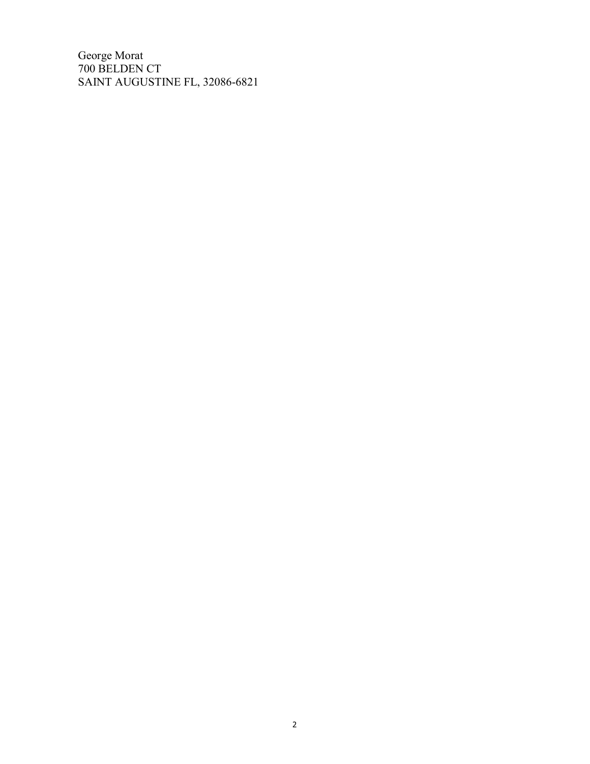George Morat
700 BELDEN CT
SAINT AUGUSTINE FL, 32086-6821